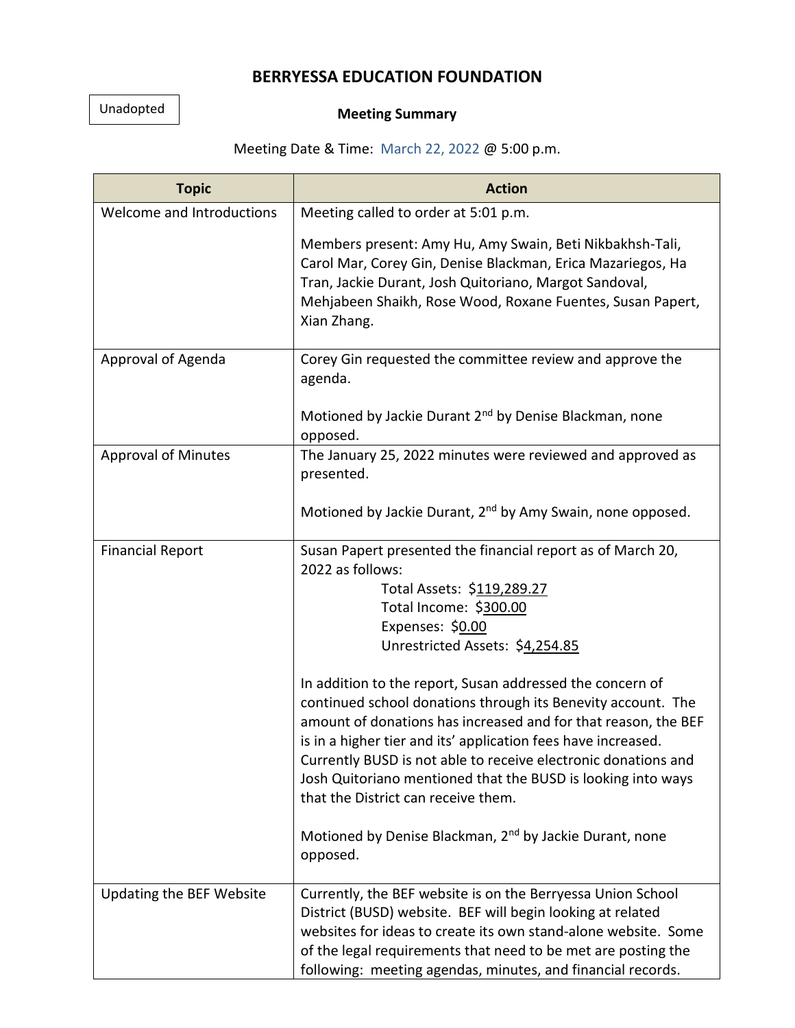# BERRYESSA EDUCATION FOUNDATION

Unadopted

**Meeting Summary**

Meeting Date & Time: March 22, 2022 @ 5:00 p.m.

| Topic | Action |
|---|---|
| Welcome and Introductions | Meeting called to order at 5:01 p.m.<br><br>Members present: Amy Hu, Amy Swain, Beti Nikbakhsh-Tali, Carol Mar, Corey Gin, Denise Blackman, Erica Mazariegos, Ha Tran, Jackie Durant, Josh Quitoriano, Margot Sandoval, Mehjabeen Shaikh, Rose Wood, Roxane Fuentes, Susan Papert, Xian Zhang. |
| Approval of Agenda | Corey Gin requested the committee review and approve the agenda.<br><br>Motioned by Jackie Durant 2nd by Denise Blackman, none opposed. |
| Approval of Minutes | The January 25, 2022 minutes were reviewed and approved as presented.<br><br>Motioned by Jackie Durant, 2nd by Amy Swain, none opposed. |
| Financial Report | Susan Papert presented the financial report as of March 20, 2022 as follows:<br>Total Assets: $119,289.27<br>Total Income: $300.00<br>Expenses: $0.00<br>Unrestricted Assets: $4,254.85<br><br>In addition to the report, Susan addressed the concern of continued school donations through its Benevity account. The amount of donations has increased and for that reason, the BEF is in a higher tier and its' application fees have increased. Currently BUSD is not able to receive electronic donations and Josh Quitoriano mentioned that the BUSD is looking into ways that the District can receive them.<br><br>Motioned by Denise Blackman, 2nd by Jackie Durant, none opposed. |
| Updating the BEF Website | Currently, the BEF website is on the Berryessa Union School District (BUSD) website. BEF will begin looking at related websites for ideas to create its own stand-alone website. Some of the legal requirements that need to be met are posting the following: meeting agendas, minutes, and financial records. |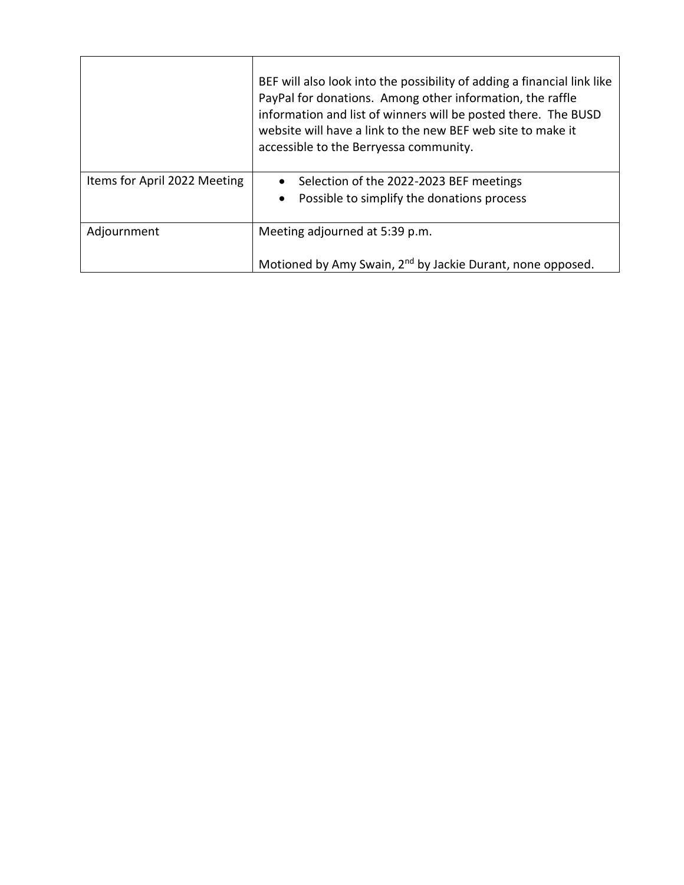| | |
|---|---|
| | BEF will also look into the possibility of adding a financial link like PayPal for donations. Among other information, the raffle information and list of winners will be posted there. The BUSD website will have a link to the new BEF web site to make it accessible to the Berryessa community. |
| Items for April 2022 Meeting | • Selection of the 2022-2023 BEF meetings<br>• Possible to simplify the donations process |
| Adjournment | Meeting adjourned at 5:39 p.m.<br><br>Motioned by Amy Swain, 2nd by Jackie Durant, none opposed. |